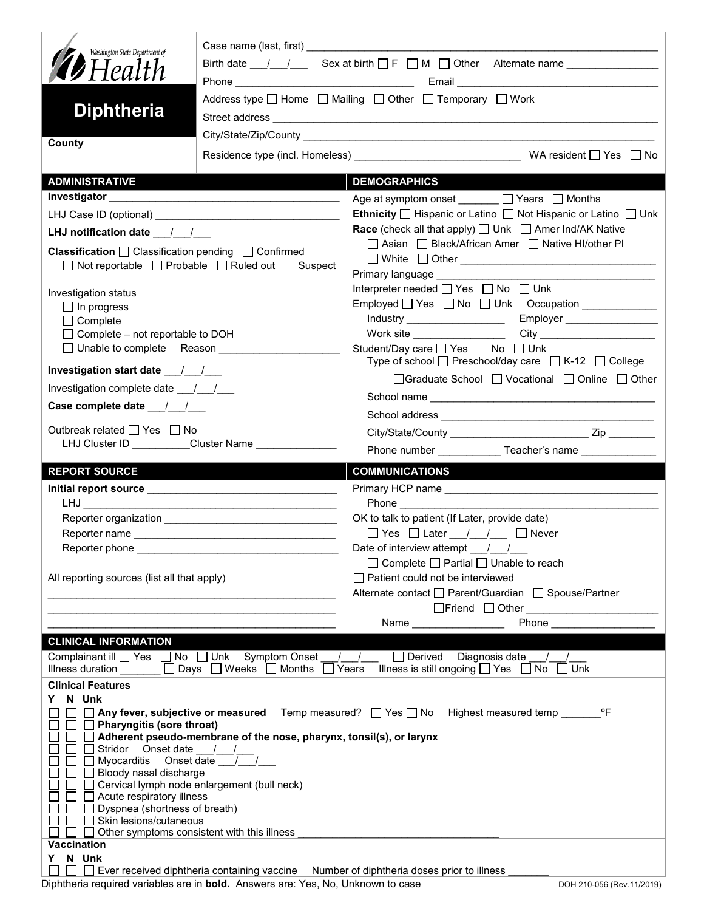Washington State Department of Health

# Diphtheria

**County**

Case name (last, first) ______________________________

Birth date ___/___/___ Sex at birth ☐ F ☐ M ☐ Other Alternate name ______________

Phone ______________________ Email ______________________

Address type ☐ Home ☐ Mailing ☐ Other ☐ Temporary ☐ Work

Street address ______________________________

City/State/Zip/County ______________________________

Residence type (incl. Homeless) ______________________ WA resident ☐ Yes ☐ No

## ADMINISTRATIVE

**Investigator** ______________________

LHJ Case ID (optional) ______________________

**LHJ notification date** ___/___/___

**Classification** ☐ Classification pending ☐ Confirmed ☐ Not reportable ☐ Probable ☐ Ruled out ☐ Suspect

Investigation status
- ☐ In progress
- ☐ Complete
- ☐ Complete – not reportable to DOH
- ☐ Unable to complete Reason ______________

**Investigation start date** ___/___/___

Investigation complete date ___/___/___

**Case complete date** ___/___/___

Outbreak related ☐ Yes ☐ No

LHJ Cluster ID __________ Cluster Name ______________

## DEMOGRAPHICS

Age at symptom onset _______ ☐ Years ☐ Months

**Ethnicity** ☐ Hispanic or Latino ☐ Not Hispanic or Latino ☐ Unk

**Race** (check all that apply) ☐ Unk ☐ Amer Ind/AK Native ☐ Asian ☐ Black/African Amer ☐ Native HI/other PI ☐ White ☐ Other ______________

Primary language ______________

Interpreter needed ☐ Yes ☐ No ☐ Unk

Employed ☐ Yes ☐ No ☐ Unk Occupation ______________

Industry ______________ Employer ______________

Work site ______________ City ______________

Student/Day care ☐ Yes ☐ No ☐ Unk

Type of school ☐ Preschool/day care ☐ K-12 ☐ College ☐ Graduate School ☐ Vocational ☐ Online ☐ Other

School name ______________

School address ______________

City/State/County ______________ Zip ________

Phone number ___________ Teacher's name ______________

## REPORT SOURCE

**Initial report source** ______________

LHJ ______________

Reporter organization ______________

Reporter name ______________

Reporter phone ______________

All reporting sources (list all that apply)

______________________________

______________________________

______________________________

## COMMUNICATIONS

Primary HCP name ______________

Phone ______________

OK to talk to patient (If Later, provide date)

☐ Yes ☐ Later ___/___/___ ☐ Never

Date of interview attempt ___/___/___

☐ Complete ☐ Partial ☐ Unable to reach

☐ Patient could not be interviewed

Alternate contact ☐ Parent/Guardian ☐ Spouse/Partner ☐ Friend ☐ Other ______________

Name ______________ Phone ______________

## CLINICAL INFORMATION

Complainant ill ☐ Yes ☐ No ☐ Unk Symptom Onset ___/___/___ ☐ Derived Diagnosis date ___/___/___

Illness duration _______ ☐ Days ☐ Weeks ☐ Months ☐ Years Illness is still ongoing ☐ Yes ☐ No ☐ Unk

### Clinical Features

Y N Unk
- ☐ ☐ ☐ **Any fever, subjective or measured** Temp measured? ☐ Yes ☐ No Highest measured temp _______ºF
- ☐ ☐ ☐ **Pharyngitis (sore throat)**
- ☐ ☐ ☐ **Adherent pseudo-membrane of the nose, pharynx, tonsil(s), or larynx**
- ☐ ☐ ☐ Stridor Onset date ___/___/___
- ☐ ☐ ☐ Myocarditis Onset date ___/___/___
- ☐ ☐ ☐ Bloody nasal discharge
- ☐ ☐ ☐ Cervical lymph node enlargement (bull neck)
- ☐ ☐ ☐ Acute respiratory illness
- ☐ ☐ ☐ Dyspnea (shortness of breath)
- ☐ ☐ ☐ Skin lesions/cutaneous
- ☐ ☐ ☐ Other symptoms consistent with this illness ______________

### Vaccination

Y N Unk
- ☐ ☐ ☐ Ever received diphtheria containing vaccine Number of diphtheria doses prior to illness _______

Diphtheria required variables are in **bold**. Answers are: Yes, No, Unknown to case

DOH 210-056 (Rev.11/2019)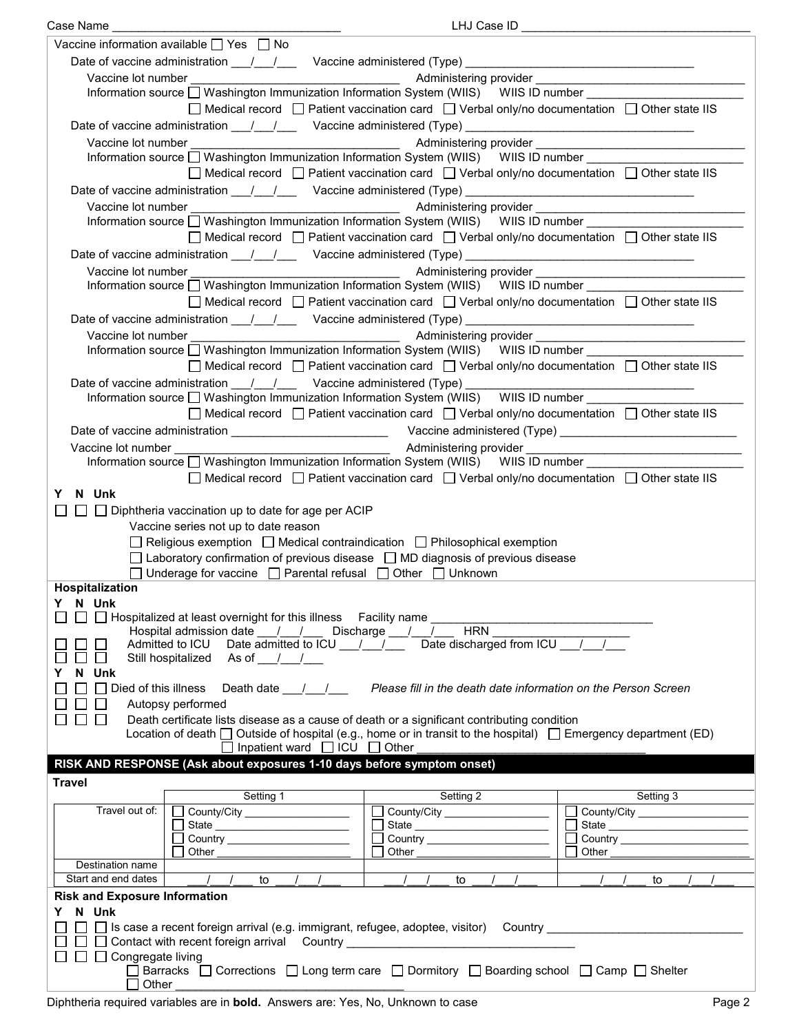Case Name ___________________________________ LHJ Case ID ___________________________________

Vaccine information available ☐ Yes ☐ No

Date of vaccine administration ___/___/___ Vaccine administered (Type) ___________________________________

Vaccine lot number ________________________________ Administering provider ________________________________

Information source ☐ Washington Immunization Information System (WIIS) WIIS ID number ________________________

☐ Medical record ☐ Patient vaccination card ☐ Verbal only/no documentation ☐ Other state IIS

Date of vaccine administration ___/___/___ Vaccine administered (Type) ___________________________________

Vaccine lot number ________________________________ Administering provider ________________________________

Information source ☐ Washington Immunization Information System (WIIS) WIIS ID number ________________________

☐ Medical record ☐ Patient vaccination card ☐ Verbal only/no documentation ☐ Other state IIS

Date of vaccine administration ___/___/___ Vaccine administered (Type) ___________________________________

Vaccine lot number ________________________________ Administering provider ________________________________

Information source ☐ Washington Immunization Information System (WIIS) WIIS ID number ________________________

☐ Medical record ☐ Patient vaccination card ☐ Verbal only/no documentation ☐ Other state IIS

Date of vaccine administration ___/___/___ Vaccine administered (Type) ___________________________________

Vaccine lot number ________________________________ Administering provider ________________________________

Information source ☐ Washington Immunization Information System (WIIS) WIIS ID number ________________________

☐ Medical record ☐ Patient vaccination card ☐ Verbal only/no documentation ☐ Other state IIS

Date of vaccine administration ___/___/___ Vaccine administered (Type) ___________________________________

Vaccine lot number ________________________________ Administering provider ________________________________

Information source ☐ Washington Immunization Information System (WIIS) WIIS ID number ________________________

☐ Medical record ☐ Patient vaccination card ☐ Verbal only/no documentation ☐ Other state IIS

Date of vaccine administration ___/___/___ Vaccine administered (Type) ___________________________________

Information source ☐ Washington Immunization Information System (WIIS) WIIS ID number ________________________

☐ Medical record ☐ Patient vaccination card ☐ Verbal only/no documentation ☐ Other state IIS

Date of vaccine administration ________________________ Vaccine administered (Type) ___________________________

Vaccine lot number ________________________________ Administering provider ________________________________

Information source ☐ Washington Immunization Information System (WIIS) WIIS ID number ________________________

☐ Medical record ☐ Patient vaccination card ☐ Verbal only/no documentation ☐ Other state IIS

Y N Unk

☐ ☐ ☐ Diphtheria vaccination up to date for age per ACIP

Vaccine series not up to date reason

☐ Religious exemption ☐ Medical contraindication ☐ Philosophical exemption

☐ Laboratory confirmation of previous disease ☐ MD diagnosis of previous disease

☐ Underage for vaccine ☐ Parental refusal ☐ Other ☐ Unknown

**Hospitalization**

Y N Unk

☐ ☐ ☐ Hospitalized at least overnight for this illness Facility name ________________________________

Hospital admission date ___/___/___ Discharge ___/___/___ HRN ____________________

☐ ☐ ☐ Admitted to ICU Date admitted to ICU ___/___/___ Date discharged from ICU ___/___/___

☐ ☐ ☐ Still hospitalized As of ___/___/___

Y N Unk

☐ ☐ ☐ Died of this illness Death date ___/___/___ *Please fill in the death date information on the Person Screen*

☐ ☐ ☐ Autopsy performed

☐ ☐ ☐ Death certificate lists disease as a cause of death or a significant contributing condition

Location of death ☐ Outside of hospital (e.g., home or in transit to the hospital) ☐ Emergency department (ED) ☐ Inpatient ward ☐ ICU ☐ Other ________________________________

## RISK AND RESPONSE (Ask about exposures 1-10 days before symptom onset)

**Travel**

| | Setting 1 | Setting 2 | Setting 3 |
|---|---|---|---|
| Travel out of: | ☐ County/City ________ ☐ State ________ ☐ Country ________ ☐ Other ________ | ☐ County/City ________ ☐ State ________ ☐ Country ________ ☐ Other ________ | ☐ County/City ________ ☐ State ________ ☐ Country ________ ☐ Other ________ |
| Destination name | | | |
| Start and end dates | ___/___/___ to ___/___/___ | ___/___/___ to ___/___/___ | ___/___/___ to ___/___/___ |

**Risk and Exposure Information**

Y N Unk

☐ ☐ ☐ Is case a recent foreign arrival (e.g. immigrant, refugee, adoptee, visitor) Country ____________________________

☐ ☐ ☐ Contact with recent foreign arrival Country ___________________________________

☐ ☐ ☐ Congregate living

☐ Barracks ☐ Corrections ☐ Long term care ☐ Dormitory ☐ Boarding school ☐ Camp ☐ Shelter

☐ Other ___________________________________

Diphtheria required variables are in **bold**. Answers are: Yes, No, Unknown to case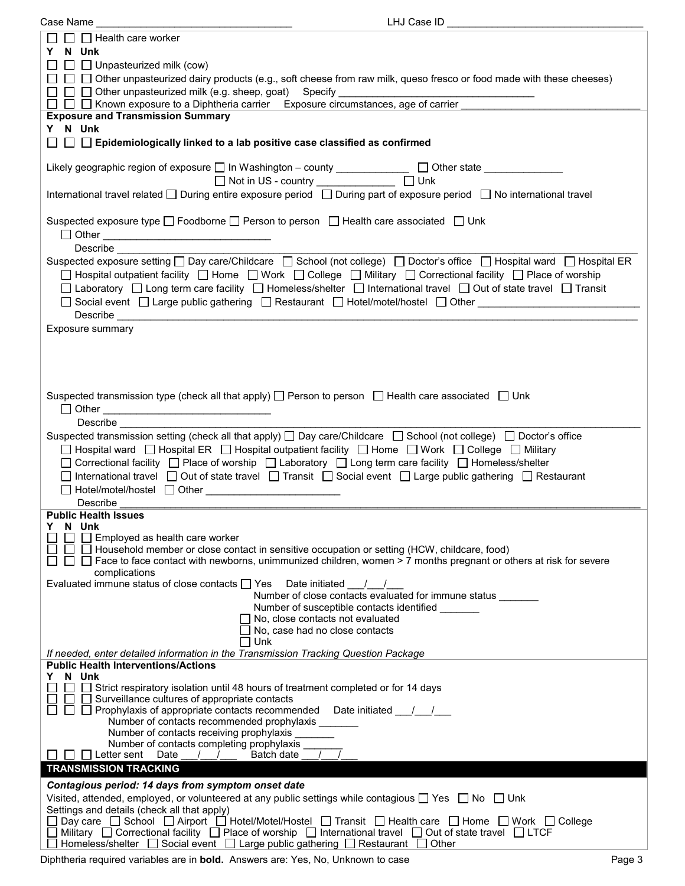Case Name ________________________________ LHJ Case ID ________________________________

☐ ☐ ☐ Health care worker

Y N Unk

☐ ☐ ☐ Unpasteurized milk (cow)

☐ ☐ ☐ Other unpasteurized dairy products (e.g., soft cheese from raw milk, queso fresco or food made with these cheeses)

☐ ☐ ☐ Other unpasteurized milk (e.g. sheep, goat) Specify ________________________________

☐ ☐ ☐ Known exposure to a Diphtheria carrier Exposure circumstances, age of carrier ________________________________

**Exposure and Transmission Summary**

Y N Unk

☐ ☐ ☐ **Epidemiologically linked to a lab positive case classified as confirmed**

Likely geographic region of exposure ☐ In Washington – county ____________ ☐ Other state ____________
☐ Not in US - country ____________ ☐ Unk

International travel related ☐ During entire exposure period ☐ During part of exposure period ☐ No international travel

Suspected exposure type ☐ Foodborne ☐ Person to person ☐ Health care associated ☐ Unk
☐ Other ____________________________
Describe ________________________________________________________________

Suspected exposure setting ☐ Day care/Childcare ☐ School (not college) ☐ Doctor's office ☐ Hospital ward ☐ Hospital ER
☐ Hospital outpatient facility ☐ Home ☐ Work ☐ College ☐ Military ☐ Correctional facility ☐ Place of worship
☐ Laboratory ☐ Long term care facility ☐ Homeless/shelter ☐ International travel ☐ Out of state travel ☐ Transit
☐ Social event ☐ Large public gathering ☐ Restaurant ☐ Hotel/motel/hostel ☐ Other ____________________________
Describe ________________________________________________________________

Exposure summary

Suspected transmission type (check all that apply) ☐ Person to person ☐ Health care associated ☐ Unk
☐ Other ____________________________
Describe ________________________________________________________________

Suspected transmission setting (check all that apply) ☐ Day care/Childcare ☐ School (not college) ☐ Doctor's office
☐ Hospital ward ☐ Hospital ER ☐ Hospital outpatient facility ☐ Home ☐ Work ☐ College ☐ Military
☐ Correctional facility ☐ Place of worship ☐ Laboratory ☐ Long term care facility ☐ Homeless/shelter
☐ International travel ☐ Out of state travel ☐ Transit ☐ Social event ☐ Large public gathering ☐ Restaurant
☐ Hotel/motel/hostel ☐ Other ________________________
Describe ________________________________________________________________

**Public Health Issues**

Y N Unk

☐ ☐ ☐ Employed as health care worker

☐ ☐ ☐ Household member or close contact in sensitive occupation or setting (HCW, childcare, food)

☐ ☐ ☐ Face to face contact with newborns, unimmunized children, women > 7 months pregnant or others at risk for severe complications

Evaluated immune status of close contacts ☐ Yes Date initiated ___/___/___
Number of close contacts evaluated for immune status _______
Number of susceptible contacts identified _______
☐ No, close contacts not evaluated
☐ No, case had no close contacts
☐ Unk

*If needed, enter detailed information in the Transmission Tracking Question Package*

**Public Health Interventions/Actions**

Y N Unk

☐ ☐ ☐ Strict respiratory isolation until 48 hours of treatment completed or for 14 days

☐ ☐ ☐ Surveillance cultures of appropriate contacts

☐ ☐ ☐ Prophylaxis of appropriate contacts recommended Date initiated ___/___/___
Number of contacts recommended prophylaxis _______
Number of contacts receiving prophylaxis _______
Number of contacts completing prophylaxis _______

☐ ☐ ☐ Letter sent Date ___/___/___ Batch date ___/___/___

## TRANSMISSION TRACKING

***Contagious period: 14 days from symptom onset date***

Visited, attended, employed, or volunteered at any public settings while contagious ☐ Yes ☐ No ☐ Unk

Settings and details (check all that apply)
☐ Day care ☐ School ☐ Airport ☐ Hotel/Motel/Hostel ☐ Transit ☐ Health care ☐ Home ☐ Work ☐ College
☐ Military ☐ Correctional facility ☐ Place of worship ☐ International travel ☐ Out of state travel ☐ LTCF
☐ Homeless/shelter ☐ Social event ☐ Large public gathering ☐ Restaurant ☐ Other

Diphtheria required variables are in **bold**. Answers are: Yes, No, Unknown to case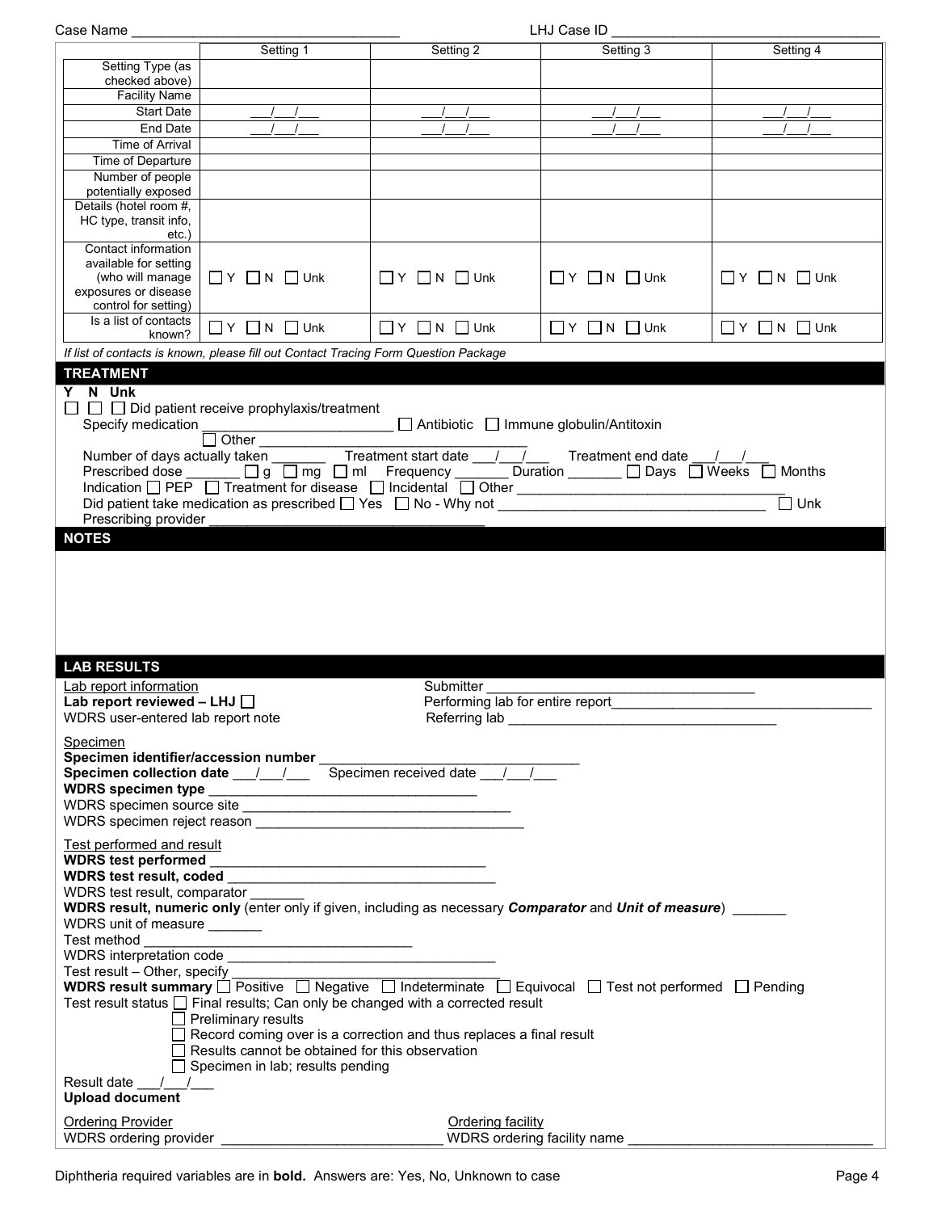Case Name ______________________________ LHJ Case ID ______________________________

| | Setting 1 | Setting 2 | Setting 3 | Setting 4 |
|---|---|---|---|---|
| Setting Type (as checked above) | | | | |
| Facility Name | | | | |
| Start Date | ___/___/___ | ___/___/___ | ___/___/___ | ___/___/___ |
| End Date | ___/___/___ | ___/___/___ | ___/___/___ | ___/___/___ |
| Time of Arrival | | | | |
| Time of Departure | | | | |
| Number of people potentially exposed | | | | |
| Details (hotel room #, HC type, transit info, etc.) | | | | |
| Contact information available for setting (who will manage exposures or disease control for setting) | ☐ Y ☐ N ☐ Unk | ☐ Y ☐ N ☐ Unk | ☐ Y ☐ N ☐ Unk | ☐ Y ☐ N ☐ Unk |
| Is a list of contacts known? | ☐ Y ☐ N ☐ Unk | ☐ Y ☐ N ☐ Unk | ☐ Y ☐ N ☐ Unk | ☐ Y ☐ N ☐ Unk |

*If list of contacts is known, please fill out Contact Tracing Form Question Package*

## TREATMENT

**Y N Unk**

☐ ☐ ☐ Did patient receive prophylaxis/treatment

Specify medication ________________________ ☐ Antibiotic ☐ Immune globulin/Antitoxin

☐ Other ______________________________

Number of days actually taken _______ Treatment start date ___/___/___ Treatment end date ___/___/___

Prescribed dose _______ ☐ g ☐ mg ☐ ml Frequency _______ Duration _______ ☐ Days ☐ Weeks ☐ Months

Indication ☐ PEP ☐ Treatment for disease ☐ Incidental ☐ Other ______________________________

Did patient take medication as prescribed ☐ Yes ☐ No - Why not ______________________________ ☐ Unk

Prescribing provider ______________________________

## NOTES

## LAB RESULTS

Lab report information

**Lab report reviewed – LHJ** ☐

WDRS user-entered lab report note

Submitter ______________________________

Performing lab for entire report______________________________

Referring lab ______________________________

Specimen

**Specimen identifier/accession number** ______________________________

**Specimen collection date** ___/___/___ Specimen received date ___/___/___

**WDRS specimen type** ______________________________

WDRS specimen source site ______________________________

WDRS specimen reject reason ______________________________

Test performed and result

**WDRS test performed** ______________________________

**WDRS test result, coded** ______________________________

WDRS test result, comparator _______

**WDRS result, numeric only** (enter only if given, including as necessary ***Comparator*** and ***Unit of measure***) _______

WDRS unit of measure _______

Test method ______________________________

WDRS interpretation code ______________________________

Test result – Other, specify ______________________________

**WDRS result summary** ☐ Positive ☐ Negative ☐ Indeterminate ☐ Equivocal ☐ Test not performed ☐ Pending

Test result status ☐ Final results; Can only be changed with a corrected result

☐ Preliminary results

☐ Record coming over is a correction and thus replaces a final result

☐ Results cannot be obtained for this observation

☐ Specimen in lab; results pending

Result date ___/___/___

**Upload document**

Ordering Provider

WDRS ordering provider ______________________________

Ordering facility

WDRS ordering facility name ______________________________

Diphtheria required variables are in **bold**. Answers are: Yes, No, Unknown to case